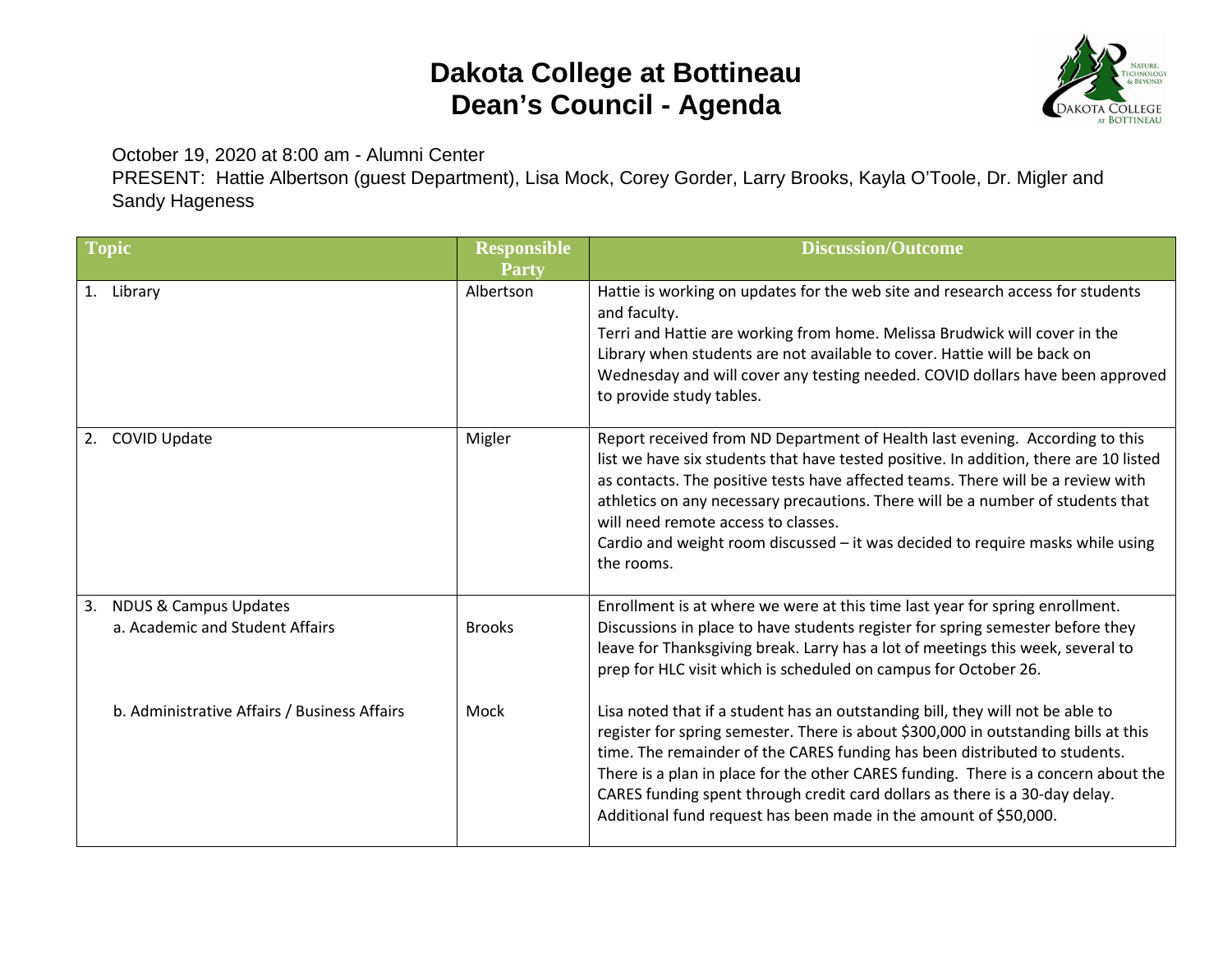# Dakota College at Bottineau
# Dean's Council - Agenda

October 19, 2020 at 8:00 am - Alumni Center

PRESENT: Hattie Albertson (guest Department), Lisa Mock, Corey Gorder, Larry Brooks, Kayla O'Toole, Dr. Migler and Sandy Hageness

| Topic | Responsible Party | Discussion/Outcome |
|---|---|---|
| 1. Library | Albertson | Hattie is working on updates for the web site and research access for students and faculty.<br>Terri and Hattie are working from home. Melissa Brudwick will cover in the Library when students are not available to cover. Hattie will be back on Wednesday and will cover any testing needed. COVID dollars have been approved to provide study tables. |
| 2. COVID Update | Migler | Report received from ND Department of Health last evening. According to this list we have six students that have tested positive. In addition, there are 10 listed as contacts. The positive tests have affected teams. There will be a review with athletics on any necessary precautions. There will be a number of students that will need remote access to classes.<br>Cardio and weight room discussed – it was decided to require masks while using the rooms. |
| 3. NDUS & Campus Updates<br>a. Academic and Student Affairs | Brooks | Enrollment is at where we were at this time last year for spring enrollment. Discussions in place to have students register for spring semester before they leave for Thanksgiving break. Larry has a lot of meetings this week, several to prep for HLC visit which is scheduled on campus for October 26. |
| b. Administrative Affairs / Business Affairs | Mock | Lisa noted that if a student has an outstanding bill, they will not be able to register for spring semester. There is about $300,000 in outstanding bills at this time. The remainder of the CARES funding has been distributed to students. There is a plan in place for the other CARES funding. There is a concern about the CARES funding spent through credit card dollars as there is a 30-day delay. Additional fund request has been made in the amount of $50,000. |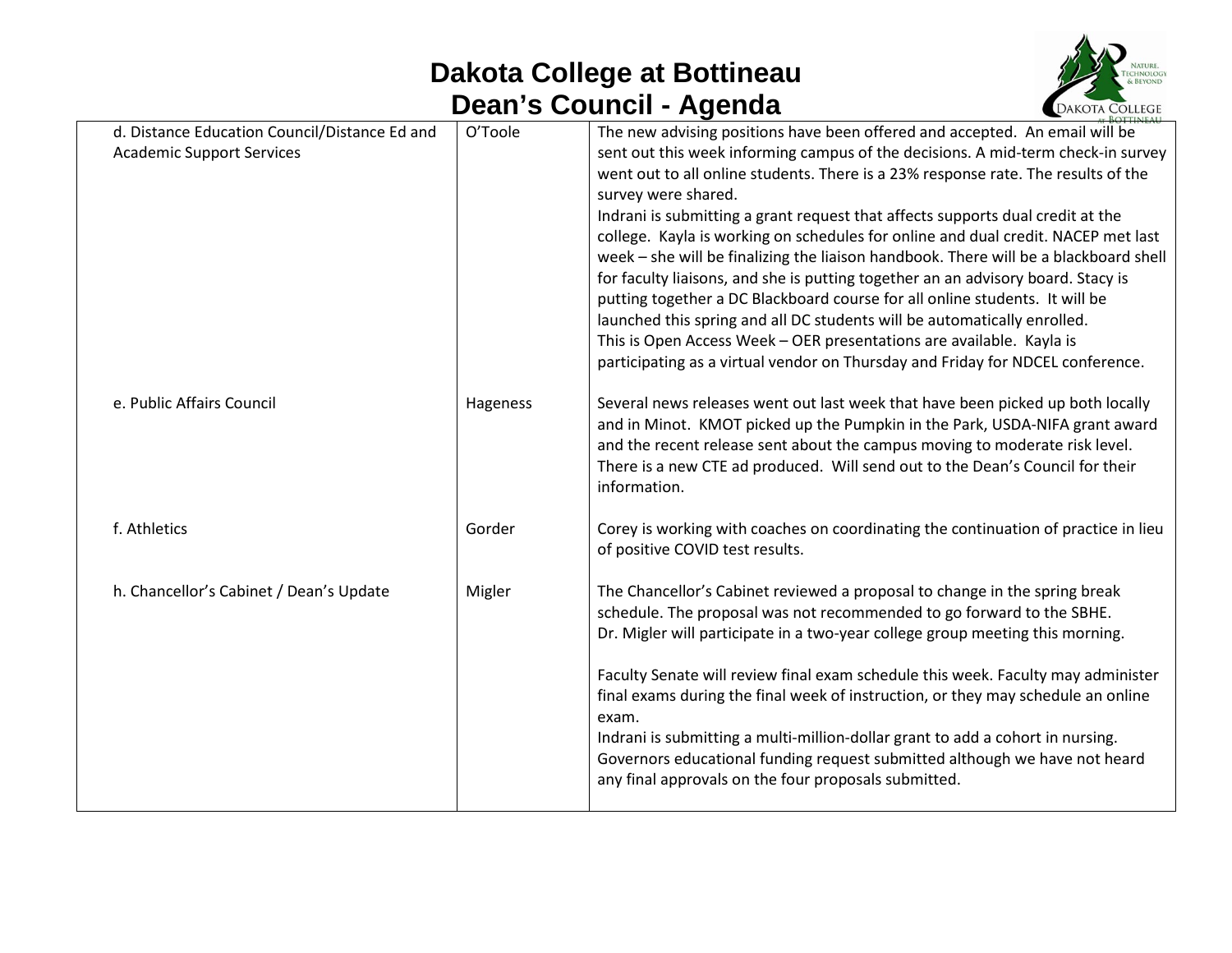# Dakota College at Bottineau
# Dean's Council - Agenda

| | | |
|---|---|---|
| d. Distance Education Council/Distance Ed and Academic Support Services | O'Toole | The new advising positions have been offered and accepted. An email will be sent out this week informing campus of the decisions. A mid-term check-in survey went out to all online students. There is a 23% response rate. The results of the survey were shared.<br>Indrani is submitting a grant request that affects supports dual credit at the college. Kayla is working on schedules for online and dual credit. NACEP met last week – she will be finalizing the liaison handbook. There will be a blackboard shell for faculty liaisons, and she is putting together an an advisory board. Stacy is putting together a DC Blackboard course for all online students. It will be launched this spring and all DC students will be automatically enrolled.<br>This is Open Access Week – OER presentations are available. Kayla is participating as a virtual vendor on Thursday and Friday for NDCEL conference. |
| e. Public Affairs Council | Hageness | Several news releases went out last week that have been picked up both locally and in Minot. KMOT picked up the Pumpkin in the Park, USDA-NIFA grant award and the recent release sent about the campus moving to moderate risk level. There is a new CTE ad produced. Will send out to the Dean's Council for their information. |
| f. Athletics | Gorder | Corey is working with coaches on coordinating the continuation of practice in lieu of positive COVID test results. |
| h. Chancellor's Cabinet / Dean's Update | Migler | The Chancellor's Cabinet reviewed a proposal to change in the spring break schedule. The proposal was not recommended to go forward to the SBHE.<br>Dr. Migler will participate in a two-year college group meeting this morning.<br><br>Faculty Senate will review final exam schedule this week. Faculty may administer final exams during the final week of instruction, or they may schedule an online exam.<br>Indrani is submitting a multi-million-dollar grant to add a cohort in nursing.<br>Governors educational funding request submitted although we have not heard any final approvals on the four proposals submitted. |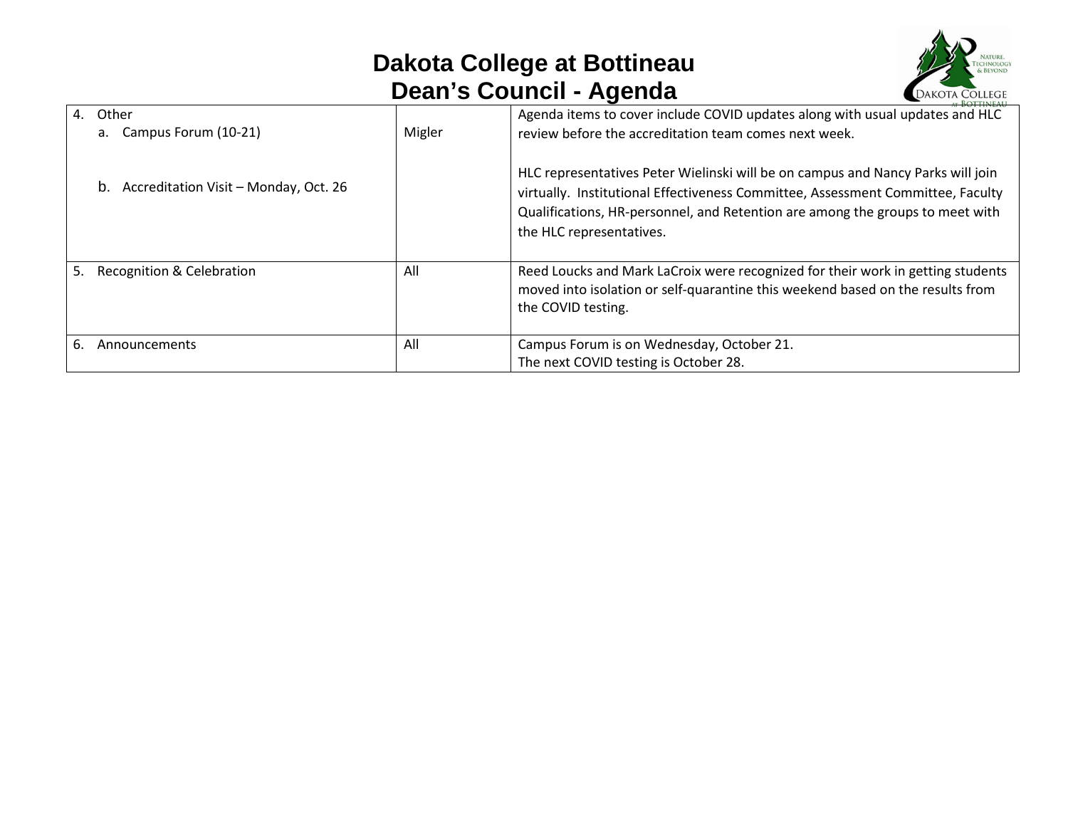# Dakota College at Bottineau
## Dean's Council - Agenda

| | | |
|---|---|---|
| 4. Other<br>a. Campus Forum (10-21)<br><br>b. Accreditation Visit – Monday, Oct. 26 | Migler | Agenda items to cover include COVID updates along with usual updates and HLC review before the accreditation team comes next week.<br><br>HLC representatives Peter Wielinski will be on campus and Nancy Parks will join virtually. Institutional Effectiveness Committee, Assessment Committee, Faculty Qualifications, HR-personnel, and Retention are among the groups to meet with the HLC representatives. |
| 5. Recognition & Celebration | All | Reed Loucks and Mark LaCroix were recognized for their work in getting students moved into isolation or self-quarantine this weekend based on the results from the COVID testing. |
| 6. Announcements | All | Campus Forum is on Wednesday, October 21.<br>The next COVID testing is October 28. |